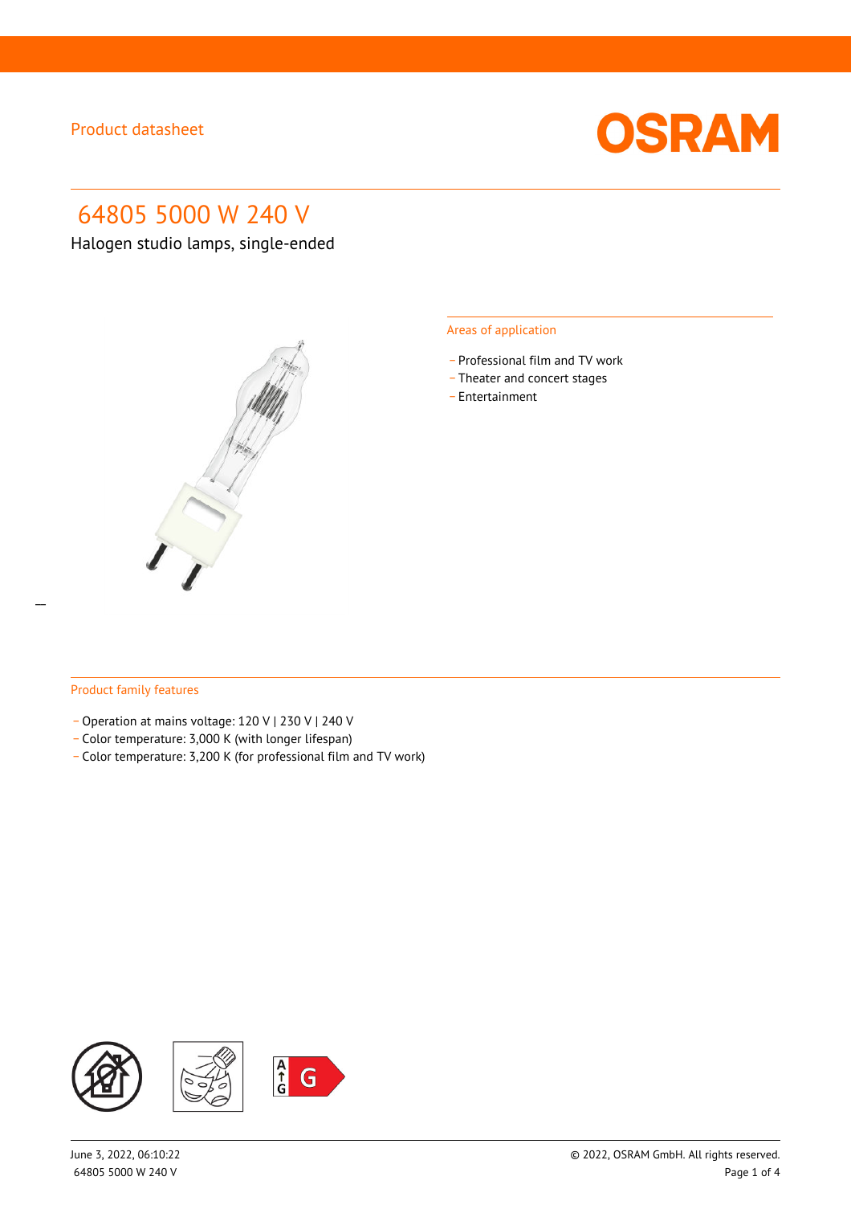Product datasheet

# 64805 5000 W 240 V

Halogen studio lamps, single-ended

## Areas of application

- Professional film and TV work
- Theater and concert stages
- Entertainment

## Product family features

- Operation at mains voltage: 120 V | 230 V | 240 V
- Color temperature: 3,000 K (with longer lifespan)
- Color temperature: 3,200 K (for professional film and TV work)

June 3, 2022, 06:10:22
64805 5000 W 240 V

© 2022, OSRAM GmbH. All rights reserved.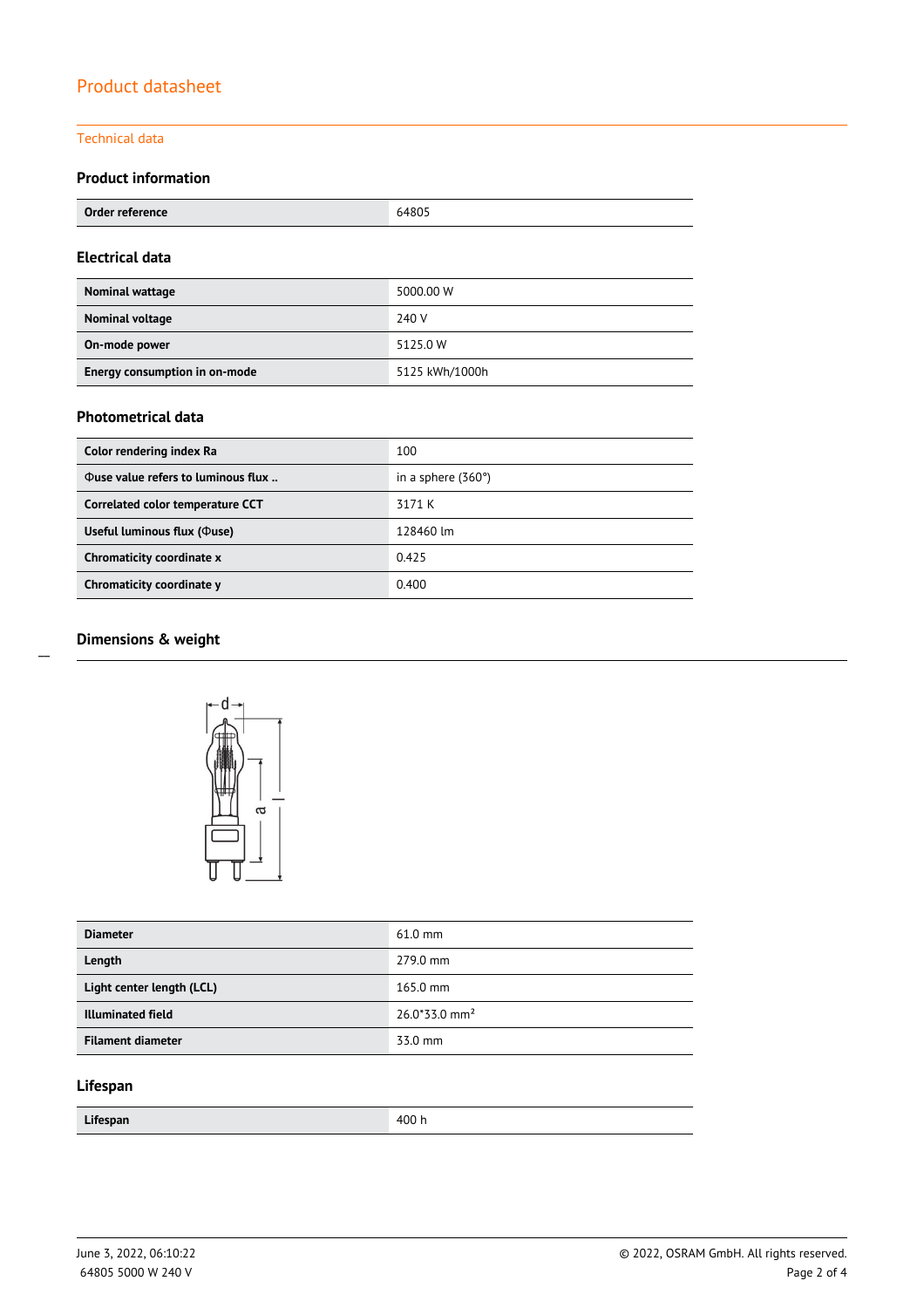# Product datasheet

## Technical data

### Product information

| Order reference | 64805 |
|---|---|

### Electrical data

| Nominal wattage | 5000.00 W |
|---|---|
| Nominal voltage | 240 V |
| On-mode power | 5125.0 W |
| Energy consumption in on-mode | 5125 kWh/1000h |

### Photometrical data

| Color rendering index Ra | 100 |
|---|---|
| Φuse value refers to luminous flux .. | in a sphere (360°) |
| Correlated color temperature CCT | 3171 K |
| Useful luminous flux (Φuse) | 128460 lm |
| Chromaticity coordinate x | 0.425 |
| Chromaticity coordinate y | 0.400 |

### Dimensions & weight

| Diameter | 61.0 mm |
|---|---|
| Length | 279.0 mm |
| Light center length (LCL) | 165.0 mm |
| Illuminated field | 26.0*33.0 mm² |
| Filament diameter | 33.0 mm |

### Lifespan

| Lifespan | 400 h |
|---|---|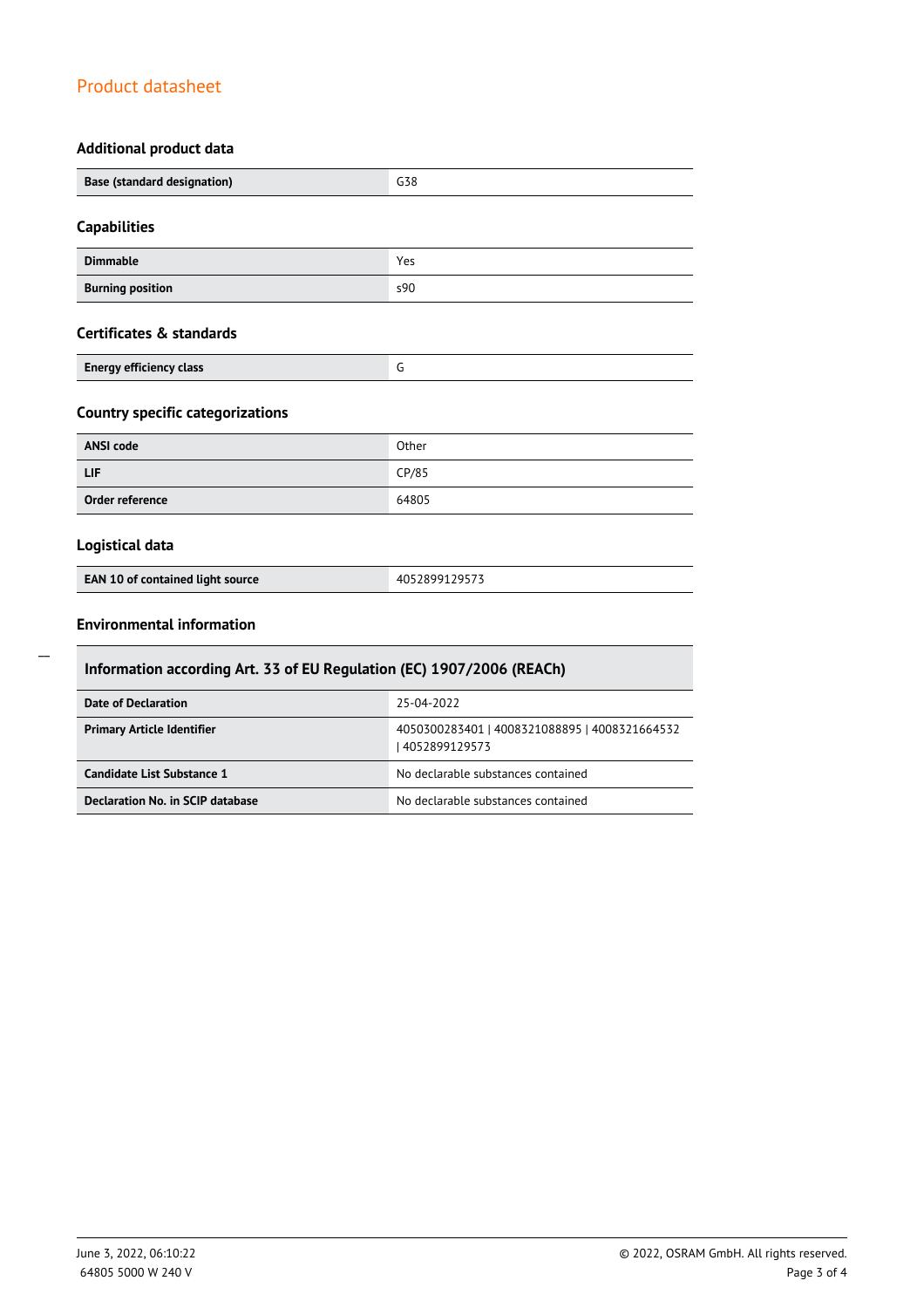## Product datasheet

### Additional product data

| Base (standard designation) | G38 |
|---|---|

### Capabilities

| Dimmable | Yes |
|---|---|
| Burning position | s90 |

### Certificates & standards

| Energy efficiency class | G |
|---|---|

### Country specific categorizations

| ANSI code | Other |
|---|---|
| LIF | CP/85 |
| Order reference | 64805 |

### Logistical data

| EAN 10 of contained light source | 4052899129573 |
|---|---|

### Environmental information

| Information according Art. 33 of EU Regulation (EC) 1907/2006 (REACh) | |
|---|---|
| Date of Declaration | 25-04-2022 |
| Primary Article Identifier | 4050300283401 \| 4008321088895 \| 4008321664532 \| 4052899129573 |
| Candidate List Substance 1 | No declarable substances contained |
| Declaration No. in SCIP database | No declarable substances contained |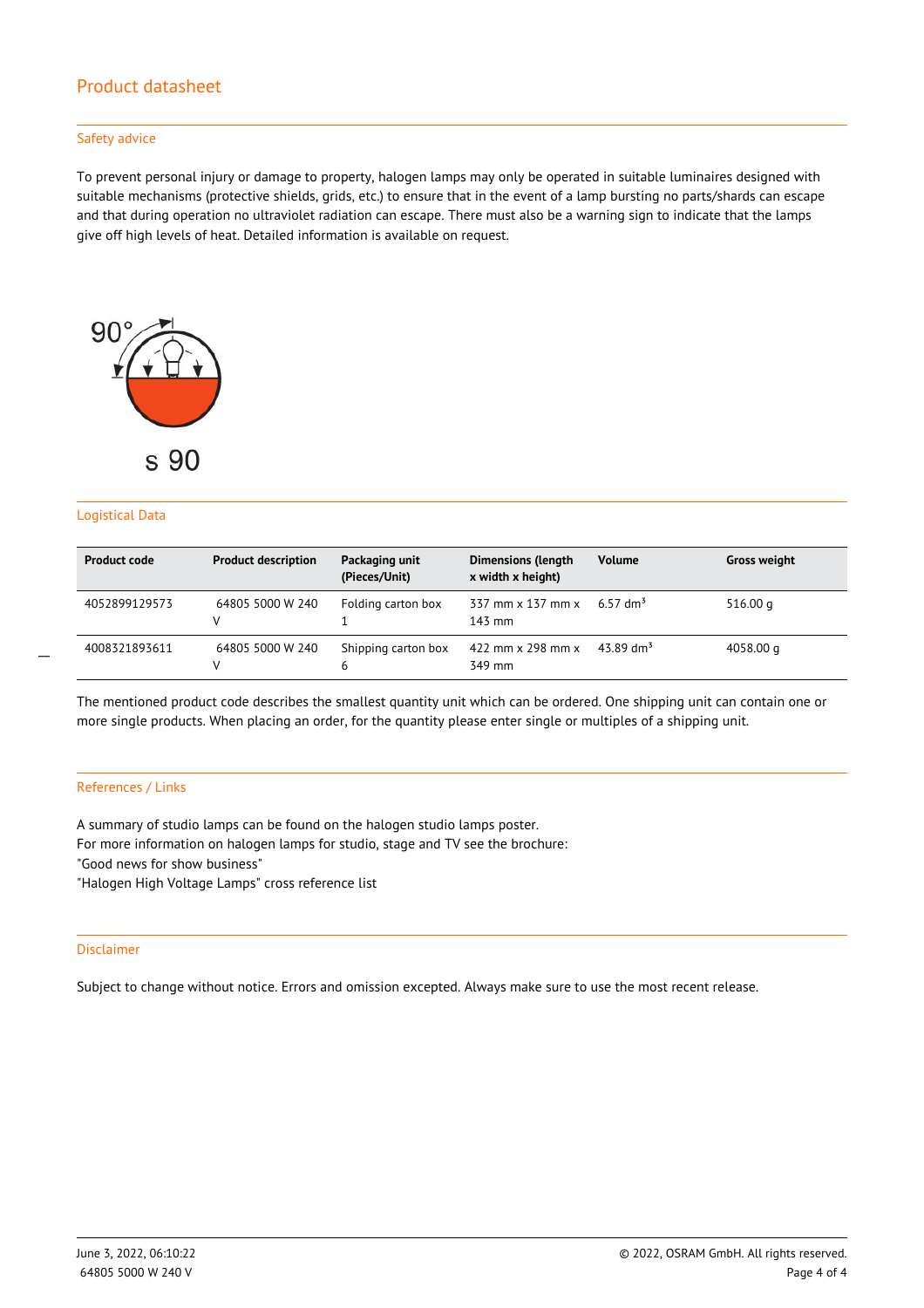## Product datasheet

### Safety advice

To prevent personal injury or damage to property, halogen lamps may only be operated in suitable luminaires designed with suitable mechanisms (protective shields, grids, etc.) to ensure that in the event of a lamp bursting no parts/shards can escape and that during operation no ultraviolet radiation can escape. There must also be a warning sign to indicate that the lamps give off high levels of heat. Detailed information is available on request.

90°

s 90

### Logistical Data

| Product code | Product description | Packaging unit (Pieces/Unit) | Dimensions (length x width x height) | Volume | Gross weight |
|---|---|---|---|---|---|
| 4052899129573 | 64805 5000 W 240 V | Folding carton box 1 | 337 mm x 137 mm x 143 mm | 6.57 $dm^3$ | 516.00 g |
| 4008321893611 | 64805 5000 W 240 V | Shipping carton box 6 | 422 mm x 298 mm x 349 mm | 43.89 $dm^3$ | 4058.00 g |

The mentioned product code describes the smallest quantity unit which can be ordered. One shipping unit can contain one or more single products. When placing an order, for the quantity please enter single or multiples of a shipping unit.

### References / Links

A summary of studio lamps can be found on the halogen studio lamps poster.
For more information on halogen lamps for studio, stage and TV see the brochure:
"Good news for show business"
"Halogen High Voltage Lamps" cross reference list

### Disclaimer

Subject to change without notice. Errors and omission excepted. Always make sure to use the most recent release.